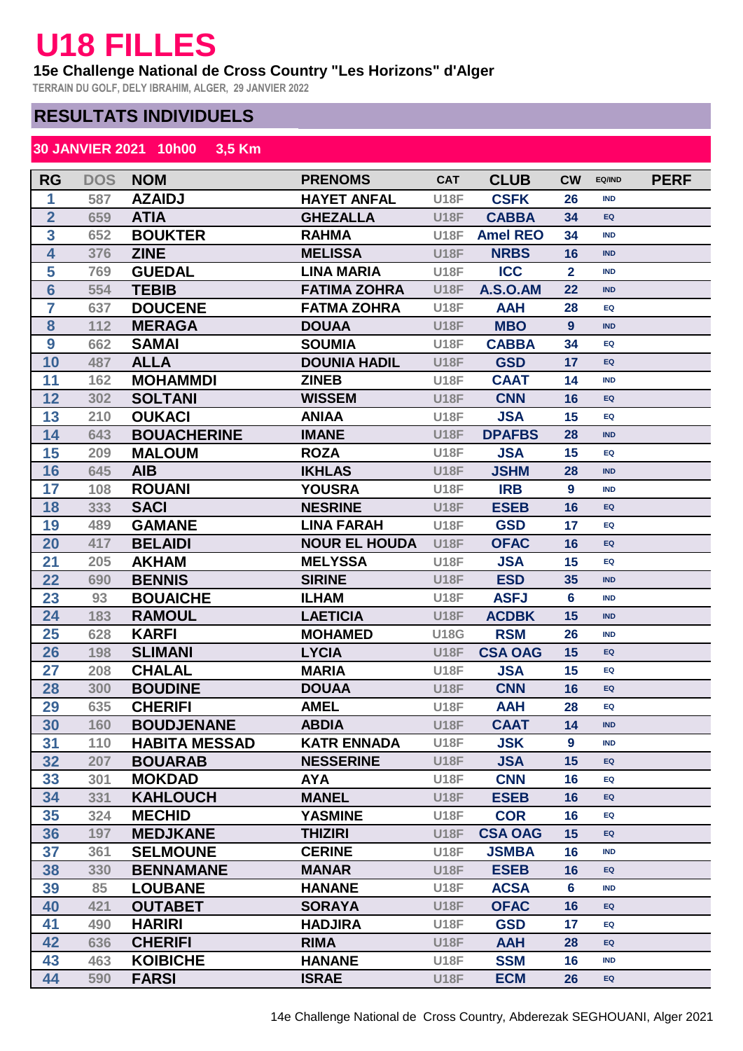# U18 FILLES

**15e Challenge National de Cross Country "Les Horizons" d'Alger**

TERRAIN DU GOLF, DELY IBRAHIM, ALGER, 29 JANVIER 2022

## RESULTATS INDIVIDUELS

**30 JANVIER 2021 10h00 3,5 Km**

| RG | DOS | NOM | PRENOMS | CAT | CLUB | CW | EQ/IND | PERF |
|---|---|---|---|---|---|---|---|---|
| 1 | 587 | AZAIDJ | HAYET ANFAL | U18F | CSFK | 26 | IND | |
| 2 | 659 | ATIA | GHEZALLA | U18F | CABBA | 34 | EQ | |
| 3 | 652 | BOUKTER | RAHMA | U18F | Amel REO | 34 | IND | |
| 4 | 376 | ZINE | MELISSA | U18F | NRBS | 16 | IND | |
| 5 | 769 | GUEDAL | LINA MARIA | U18F | ICC | 2 | IND | |
| 6 | 554 | TEBIB | FATIMA ZOHRA | U18F | A.S.O.AM | 22 | IND | |
| 7 | 637 | DOUCENE | FATMA ZOHRA | U18F | AAH | 28 | EQ | |
| 8 | 112 | MERAGA | DOUAA | U18F | MBO | 9 | IND | |
| 9 | 662 | SAMAI | SOUMIA | U18F | CABBA | 34 | EQ | |
| 10 | 487 | ALLA | DOUNIA HADIL | U18F | GSD | 17 | EQ | |
| 11 | 162 | MOHAMMDI | ZINEB | U18F | CAAT | 14 | IND | |
| 12 | 302 | SOLTANI | WISSEM | U18F | CNN | 16 | EQ | |
| 13 | 210 | OUKACI | ANIAA | U18F | JSA | 15 | EQ | |
| 14 | 643 | BOUACHERINE | IMANE | U18F | DPAFBS | 28 | IND | |
| 15 | 209 | MALOUM | ROZA | U18F | JSA | 15 | EQ | |
| 16 | 645 | AIB | IKHLAS | U18F | JSHM | 28 | IND | |
| 17 | 108 | ROUANI | YOUSRA | U18F | IRB | 9 | IND | |
| 18 | 333 | SACI | NESRINE | U18F | ESEB | 16 | EQ | |
| 19 | 489 | GAMANE | LINA FARAH | U18F | GSD | 17 | EQ | |
| 20 | 417 | BELAIDI | NOUR EL HOUDA | U18F | OFAC | 16 | EQ | |
| 21 | 205 | AKHAM | MELYSSA | U18F | JSA | 15 | EQ | |
| 22 | 690 | BENNIS | SIRINE | U18F | ESD | 35 | IND | |
| 23 | 93 | BOUAICHE | ILHAM | U18F | ASFJ | 6 | IND | |
| 24 | 183 | RAMOUL | LAETICIA | U18F | ACDBK | 15 | IND | |
| 25 | 628 | KARFI | MOHAMED | U18G | RSM | 26 | IND | |
| 26 | 198 | SLIMANI | LYCIA | U18F | CSA OAG | 15 | EQ | |
| 27 | 208 | CHALAL | MARIA | U18F | JSA | 15 | EQ | |
| 28 | 300 | BOUDINE | DOUAA | U18F | CNN | 16 | EQ | |
| 29 | 635 | CHERIFI | AMEL | U18F | AAH | 28 | EQ | |
| 30 | 160 | BOUDJENANE | ABDIA | U18F | CAAT | 14 | IND | |
| 31 | 110 | HABITA MESSAD | KATR ENNADA | U18F | JSK | 9 | IND | |
| 32 | 207 | BOUARAB | NESSERINE | U18F | JSA | 15 | EQ | |
| 33 | 301 | MOKDAD | AYA | U18F | CNN | 16 | EQ | |
| 34 | 331 | KAHLOUCH | MANEL | U18F | ESEB | 16 | EQ | |
| 35 | 324 | MECHID | YASMINE | U18F | COR | 16 | EQ | |
| 36 | 197 | MEDJKANE | THIZIRI | U18F | CSA OAG | 15 | EQ | |
| 37 | 361 | SELMOUNE | CERINE | U18F | JSMBA | 16 | IND | |
| 38 | 330 | BENNAMANE | MANAR | U18F | ESEB | 16 | EQ | |
| 39 | 85 | LOUBANE | HANANE | U18F | ACSA | 6 | IND | |
| 40 | 421 | OUTABET | SORAYA | U18F | OFAC | 16 | EQ | |
| 41 | 490 | HARIRI | HADJIRA | U18F | GSD | 17 | EQ | |
| 42 | 636 | CHERIFI | RIMA | U18F | AAH | 28 | EQ | |
| 43 | 463 | KOIBICHE | HANANE | U18F | SSM | 16 | IND | |
| 44 | 590 | FARSI | ISRAE | U18F | ECM | 26 | EQ | |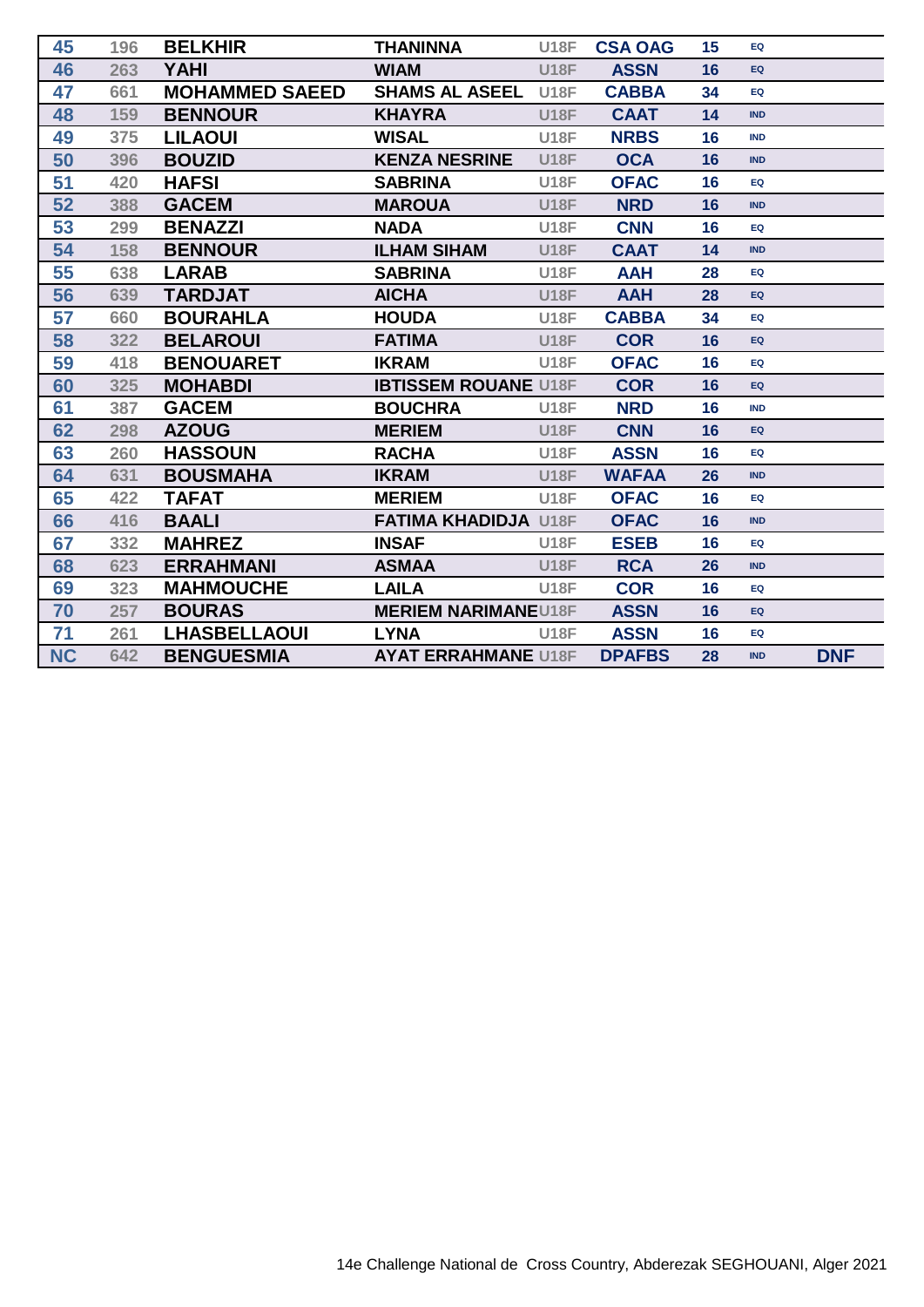| | | | | | | | | |
|---|---|---|---|---|---|---|---|---|
| 45 | 196 | BELKHIR | THANINNA | U18F | CSA OAG | 15 | EQ | |
| 46 | 263 | YAHI | WIAM | U18F | ASSN | 16 | EQ | |
| 47 | 661 | MOHAMMED SAEED | SHAMS AL ASEEL | U18F | CABBA | 34 | EQ | |
| 48 | 159 | BENNOUR | KHAYRA | U18F | CAAT | 14 | IND | |
| 49 | 375 | LILAOUI | WISAL | U18F | NRBS | 16 | IND | |
| 50 | 396 | BOUZID | KENZA NESRINE | U18F | OCA | 16 | IND | |
| 51 | 420 | HAFSI | SABRINA | U18F | OFAC | 16 | EQ | |
| 52 | 388 | GACEM | MAROUA | U18F | NRD | 16 | IND | |
| 53 | 299 | BENAZZI | NADA | U18F | CNN | 16 | EQ | |
| 54 | 158 | BENNOUR | ILHAM SIHAM | U18F | CAAT | 14 | IND | |
| 55 | 638 | LARAB | SABRINA | U18F | AAH | 28 | EQ | |
| 56 | 639 | TARDJAT | AICHA | U18F | AAH | 28 | EQ | |
| 57 | 660 | BOURAHLA | HOUDA | U18F | CABBA | 34 | EQ | |
| 58 | 322 | BELAROUI | FATIMA | U18F | COR | 16 | EQ | |
| 59 | 418 | BENOUARET | IKRAM | U18F | OFAC | 16 | EQ | |
| 60 | 325 | MOHABDI | IBTISSEM ROUANE | U18F | COR | 16 | EQ | |
| 61 | 387 | GACEM | BOUCHRA | U18F | NRD | 16 | IND | |
| 62 | 298 | AZOUG | MERIEM | U18F | CNN | 16 | EQ | |
| 63 | 260 | HASSOUN | RACHA | U18F | ASSN | 16 | EQ | |
| 64 | 631 | BOUSMAHA | IKRAM | U18F | WAFAA | 26 | IND | |
| 65 | 422 | TAFAT | MERIEM | U18F | OFAC | 16 | EQ | |
| 66 | 416 | BAALI | FATIMA KHADIDJA | U18F | OFAC | 16 | IND | |
| 67 | 332 | MAHREZ | INSAF | U18F | ESEB | 16 | EQ | |
| 68 | 623 | ERRAHMANI | ASMAA | U18F | RCA | 26 | IND | |
| 69 | 323 | MAHMOUCHE | LAILA | U18F | COR | 16 | EQ | |
| 70 | 257 | BOURAS | MERIEM NARIMANE | U18F | ASSN | 16 | EQ | |
| 71 | 261 | LHASBELLAOUI | LYNA | U18F | ASSN | 16 | EQ | |
| NC | 642 | BENGUESMIA | AYAT ERRAHMANE | U18F | DPAFBS | 28 | IND | DNF |